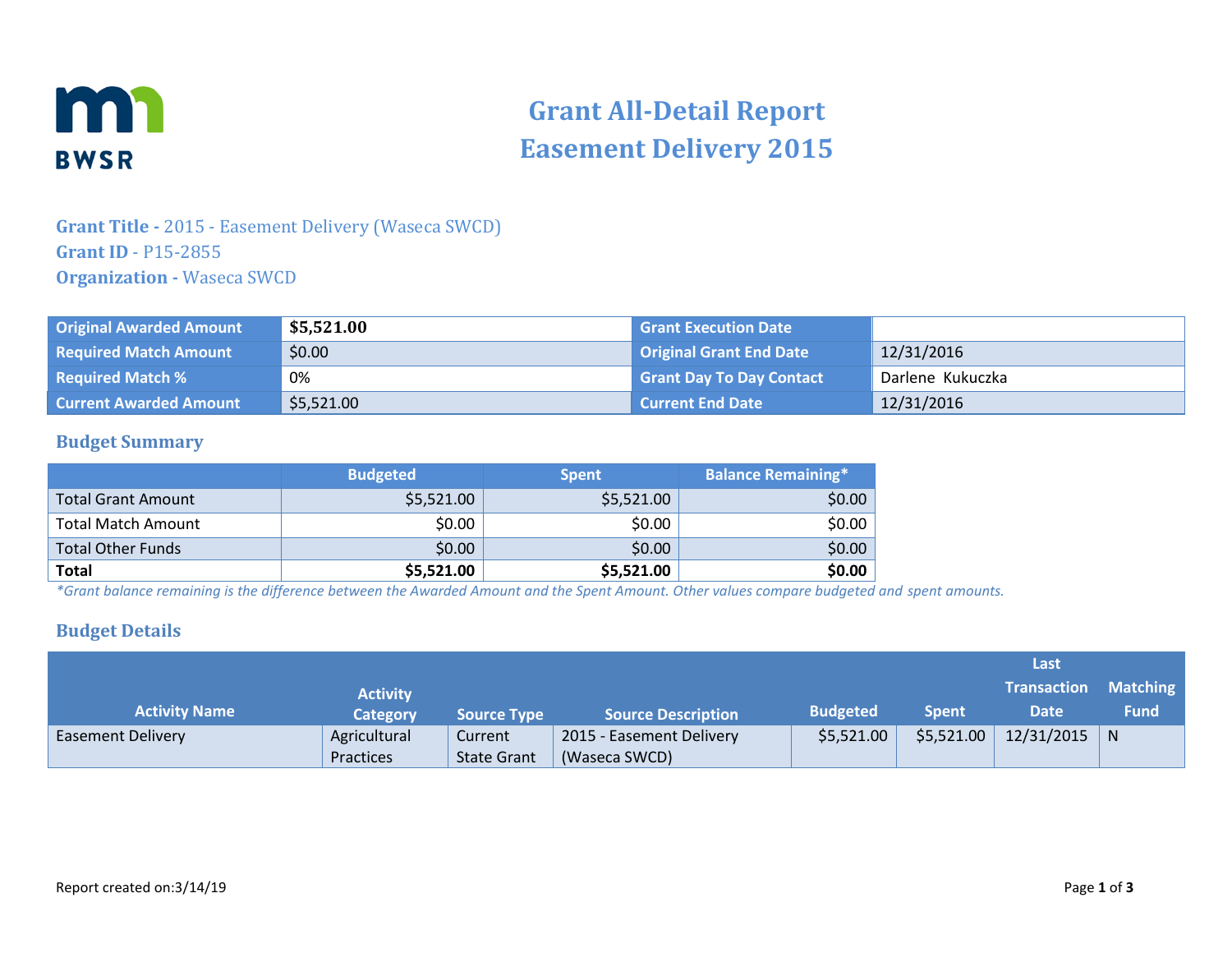# Grant All-Detail Report
# Easement Delivery 2015

**Grant Title -** 2015 - Easement Delivery (Waseca SWCD)
**Grant ID** - P15-2855
**Organization -** Waseca SWCD

| | | | |
|---|---|---|---|
| Original Awarded Amount | **$5,521.00** | Grant Execution Date | |
| Required Match Amount | $0.00 | Original Grant End Date | 12/31/2016 |
| Required Match % | 0% | Grant Day To Day Contact | Darlene Kukuczka |
| Current Awarded Amount | $5,521.00 | Current End Date | 12/31/2016 |

## Budget Summary

| | Budgeted | Spent | Balance Remaining* |
|---|---|---|---|
| Total Grant Amount | $5,521.00 | $5,521.00 | $0.00 |
| Total Match Amount | $0.00 | $0.00 | $0.00 |
| Total Other Funds | $0.00 | $0.00 | $0.00 |
| **Total** | **$5,521.00** | **$5,521.00** | **$0.00** |

*\*Grant balance remaining is the difference between the Awarded Amount and the Spent Amount. Other values compare budgeted and spent amounts.*

## Budget Details

| Activity Name | Activity Category | Source Type | Source Description | Budgeted | Spent | Last Transaction Date | Matching Fund |
|---|---|---|---|---|---|---|---|
| Easement Delivery | Agricultural Practices | Current State Grant | 2015 - Easement Delivery (Waseca SWCD) | $5,521.00 | $5,521.00 | 12/31/2015 | N |

Report created on:3/14/19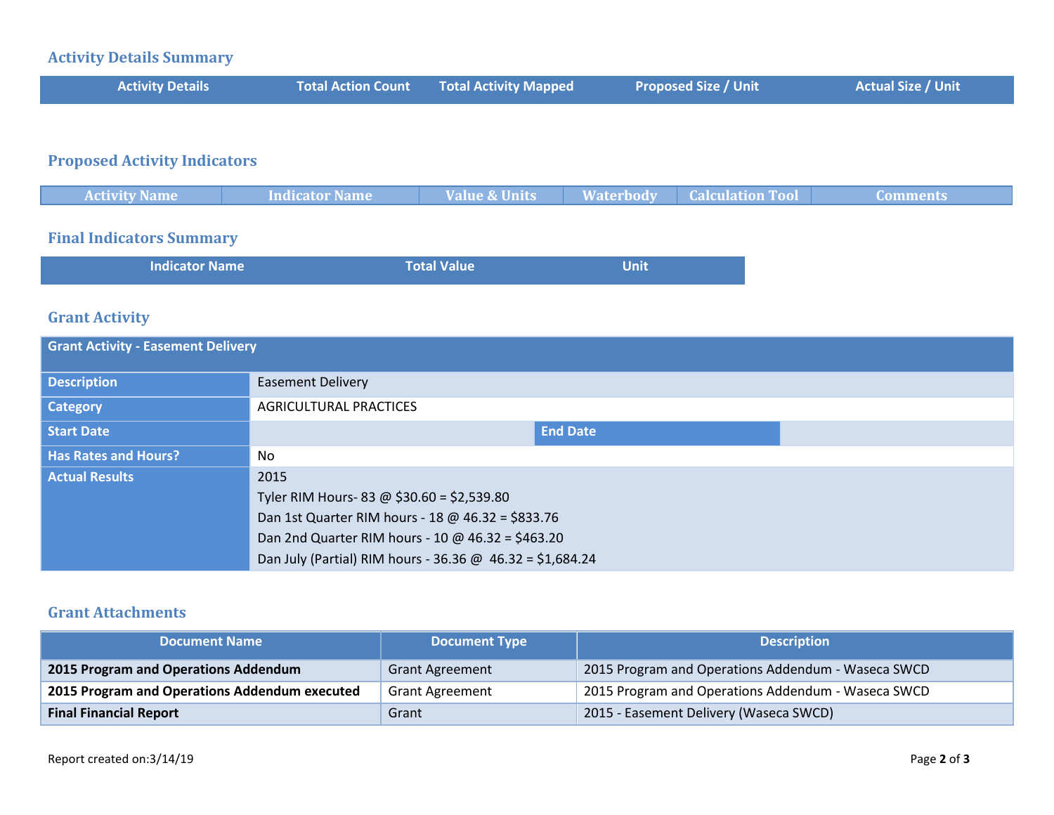### Activity Details Summary

| Activity Details | Total Action Count | Total Activity Mapped | Proposed Size / Unit | Actual Size / Unit |
|---|---|---|---|---|

### Proposed Activity Indicators

| Activity Name | Indicator Name | Value & Units | Waterbody | Calculation Tool | Comments |
|---|---|---|---|---|---|

### Final Indicators Summary

| Indicator Name | Total Value | Unit |
|---|---|---|

### Grant Activity

| Grant Activity - Easement Delivery | | | |
|---|---|---|---|
| **Description** | Easement Delivery | | |
| **Category** | AGRICULTURAL PRACTICES | | |
| **Start Date** | | **End Date** | |
| **Has Rates and Hours?** | No | | |
| **Actual Results** | 2015<br>Tyler RIM Hours- 83 @ $30.60 = $2,539.80<br>Dan 1st Quarter RIM hours - 18 @ 46.32 = $833.76<br>Dan 2nd Quarter RIM hours - 10 @ 46.32 = $463.20<br>Dan July (Partial) RIM hours - 36.36 @ 46.32 = $1,684.24 | | |

### Grant Attachments

| Document Name | Document Type | Description |
|---|---|---|
| **2015 Program and Operations Addendum** | Grant Agreement | 2015 Program and Operations Addendum - Waseca SWCD |
| **2015 Program and Operations Addendum executed** | Grant Agreement | 2015 Program and Operations Addendum - Waseca SWCD |
| **Final Financial Report** | Grant | 2015 - Easement Delivery (Waseca SWCD) |

Report created on:3/14/19